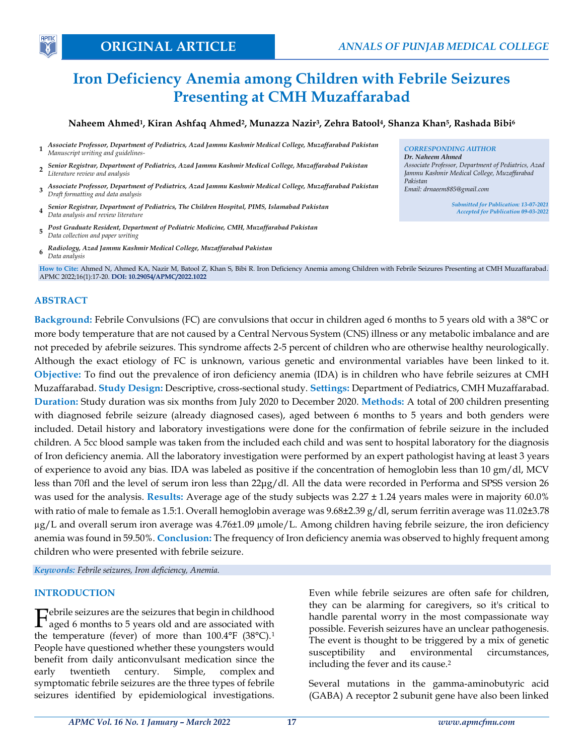ORIGINAL ARTICLE

ANNALS OF PUNJAB MEDICAL COLLEGE

# Iron Deficiency Anemia among Children with Febrile Seizures Presenting at CMH Muzaffarabad

**Naheem Ahmed[1], Kiran Ashfaq Ahmed[2], Munazza Nazir[3], Zehra Batool[4], Shanza Khan[5], Rashada Bibi[6]**

1. *Associate Professor, Department of Pediatrics, Azad Jammu Kashmir Medical College, Muzaffarabad Pakistan*
   *Manuscript writing and guidelines-*
2. *Senior Registrar, Department of Pediatrics, Azad Jammu Kashmir Medical College, Muzaffarabad Pakistan*
   *Literature review and analysis*
3. *Associate Professor, Department of Pediatrics, Azad Jammu Kashmir Medical College, Muzaffarabad Pakistan*
   *Draft formatting and data analysis*
4. *Senior Registrar, Department of Pediatrics, The Children Hospital, PIMS, Islamabad Pakistan*
   *Data analysis and review literature*
5. *Post Graduate Resident, Department of Pediatric Medicine, CMH, Muzaffarabad Pakistan*
   *Data collection and paper writing*
6. *Radiology, Azad Jammu Kashmir Medical College, Muzaffarabad Pakistan*
   *Data analysis*

*CORRESPONDING AUTHOR*
***Dr. Naheem Ahmed***
*Associate Professor, Department of Pediatrics, Azad Jammu Kashmir Medical College, Muzaffarabad Pakistan*
*Email: drnaeem885@gmail.com*

*Submitted for Publication: 13-07-2021*
*Accepted for Publication 09-03-2022*

**How to Cite:** Ahmed N, Ahmed KA, Nazir M, Batool Z, Khan S, Bibi R. Iron Deficiency Anemia among Children with Febrile Seizures Presenting at CMH Muzaffarabad. APMC 2022;16(1):17-20. **DOI: 10.29054/APMC/2022.1022**

## ABSTRACT

**Background:** Febrile Convulsions (FC) are convulsions that occur in children aged 6 months to 5 years old with a 38°C or more body temperature that are not caused by a Central Nervous System (CNS) illness or any metabolic imbalance and are not preceded by afebrile seizures. This syndrome affects 2-5 percent of children who are otherwise healthy neurologically. Although the exact etiology of FC is unknown, various genetic and environmental variables have been linked to it. **Objective:** To find out the prevalence of iron deficiency anemia (IDA) is in children who have febrile seizures at CMH Muzaffarabad. **Study Design:** Descriptive, cross-sectional study. **Settings:** Department of Pediatrics, CMH Muzaffarabad. **Duration:** Study duration was six months from July 2020 to December 2020. **Methods:** A total of 200 children presenting with diagnosed febrile seizure (already diagnosed cases), aged between 6 months to 5 years and both genders were included. Detail history and laboratory investigations were done for the confirmation of febrile seizure in the included children. A 5cc blood sample was taken from the included each child and was sent to hospital laboratory for the diagnosis of Iron deficiency anemia. All the laboratory investigation were performed by an expert pathologist having at least 3 years of experience to avoid any bias. IDA was labeled as positive if the concentration of hemoglobin less than 10 gm/dl, MCV less than 70fl and the level of serum iron less than 22µg/dl. All the data were recorded in Performa and SPSS version 26 was used for the analysis. **Results:** Average age of the study subjects was 2.27 ± 1.24 years males were in majority 60.0% with ratio of male to female as 1.5:1. Overall hemoglobin average was 9.68±2.39 g/dl, serum ferritin average was 11.02±3.78 µg/L and overall serum iron average was 4.76±1.09 µmole/L. Among children having febrile seizure, the iron deficiency anemia was found in 59.50%. **Conclusion:** The frequency of Iron deficiency anemia was observed to highly frequent among children who were presented with febrile seizure.

***Keywords:*** *Febrile seizures, Iron deficiency, Anemia.*

## INTRODUCTION

Febrile seizures are the seizures that begin in childhood aged 6 months to 5 years old and are associated with the temperature (fever) of more than 100.4°F (38°C).[1] People have questioned whether these youngsters would benefit from daily anticonvulsant medication since the early twentieth century. Simple, complex and symptomatic febrile seizures are the three types of febrile seizures identified by epidemiological investigations. Even while febrile seizures are often safe for children, they can be alarming for caregivers, so it's critical to handle parental worry in the most compassionate way possible. Feverish seizures have an unclear pathogenesis. The event is thought to be triggered by a mix of genetic susceptibility and environmental circumstances, including the fever and its cause.[2]

Several mutations in the gamma-aminobutyric acid (GABA) A receptor 2 subunit gene have also been linked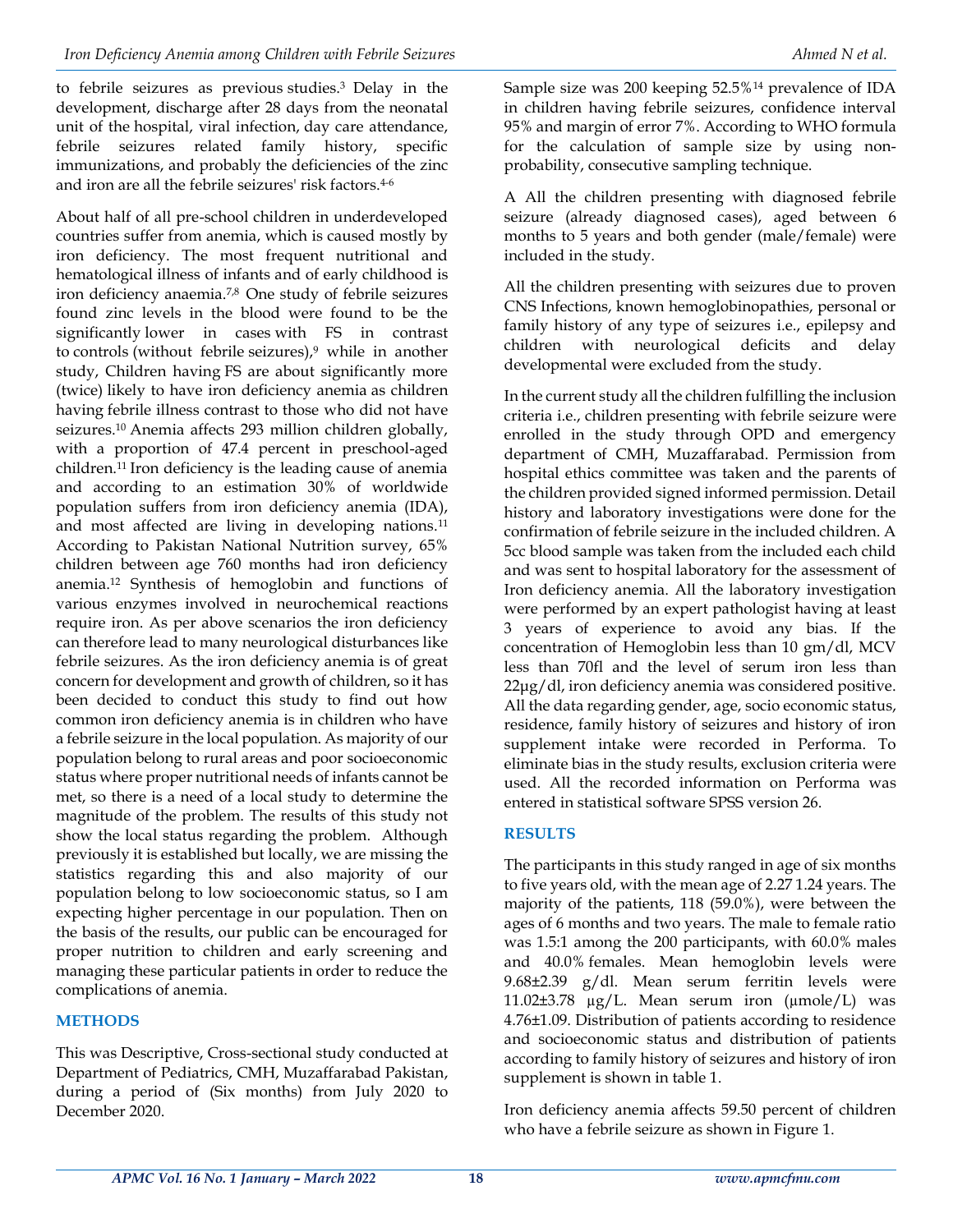to febrile seizures as previous studies.[3] Delay in the development, discharge after 28 days from the neonatal unit of the hospital, viral infection, day care attendance, febrile seizures related family history, specific immunizations, and probably the deficiencies of the zinc and iron are all the febrile seizures' risk factors.[4-6]

About half of all pre-school children in underdeveloped countries suffer from anemia, which is caused mostly by iron deficiency. The most frequent nutritional and hematological illness of infants and of early childhood is iron deficiency anaemia.[7,8] One study of febrile seizures found zinc levels in the blood were found to be the significantly lower in cases with FS in contrast to controls (without febrile seizures),[9] while in another study, Children having FS are about significantly more (twice) likely to have iron deficiency anemia as children having febrile illness contrast to those who did not have seizures.[10] Anemia affects 293 million children globally, with a proportion of 47.4 percent in preschool-aged children.[11] Iron deficiency is the leading cause of anemia and according to an estimation 30% of worldwide population suffers from iron deficiency anemia (IDA), and most affected are living in developing nations.[11] According to Pakistan National Nutrition survey, 65% children between age 760 months had iron deficiency anemia.[12] Synthesis of hemoglobin and functions of various enzymes involved in neurochemical reactions require iron. As per above scenarios the iron deficiency can therefore lead to many neurological disturbances like febrile seizures. As the iron deficiency anemia is of great concern for development and growth of children, so it has been decided to conduct this study to find out how common iron deficiency anemia is in children who have a febrile seizure in the local population. As majority of our population belong to rural areas and poor socioeconomic status where proper nutritional needs of infants cannot be met, so there is a need of a local study to determine the magnitude of the problem. The results of this study not show the local status regarding the problem. Although previously it is established but locally, we are missing the statistics regarding this and also majority of our population belong to low socioeconomic status, so I am expecting higher percentage in our population. Then on the basis of the results, our public can be encouraged for proper nutrition to children and early screening and managing these particular patients in order to reduce the complications of anemia.

## METHODS

This was Descriptive, Cross-sectional study conducted at Department of Pediatrics, CMH, Muzaffarabad Pakistan, during a period of (Six months) from July 2020 to December 2020.

Sample size was 200 keeping 52.5%[14] prevalence of IDA in children having febrile seizures, confidence interval 95% and margin of error 7%. According to WHO formula for the calculation of sample size by using non-probability, consecutive sampling technique.

A All the children presenting with diagnosed febrile seizure (already diagnosed cases), aged between 6 months to 5 years and both gender (male/female) were included in the study.

All the children presenting with seizures due to proven CNS Infections, known hemoglobinopathies, personal or family history of any type of seizures i.e., epilepsy and children with neurological deficits and delay developmental were excluded from the study.

In the current study all the children fulfilling the inclusion criteria i.e., children presenting with febrile seizure were enrolled in the study through OPD and emergency department of CMH, Muzaffarabad. Permission from hospital ethics committee was taken and the parents of the children provided signed informed permission. Detail history and laboratory investigations were done for the confirmation of febrile seizure in the included children. A 5cc blood sample was taken from the included each child and was sent to hospital laboratory for the assessment of Iron deficiency anemia. All the laboratory investigation were performed by an expert pathologist having at least 3 years of experience to avoid any bias. If the concentration of Hemoglobin less than 10 gm/dl, MCV less than 70fl and the level of serum iron less than 22µg/dl, iron deficiency anemia was considered positive. All the data regarding gender, age, socio economic status, residence, family history of seizures and history of iron supplement intake were recorded in Performa. To eliminate bias in the study results, exclusion criteria were used. All the recorded information on Performa was entered in statistical software SPSS version 26.

## RESULTS

The participants in this study ranged in age of six months to five years old, with the mean age of 2.27 1.24 years. The majority of the patients, 118 (59.0%), were between the ages of 6 months and two years. The male to female ratio was 1.5:1 among the 200 participants, with 60.0% males and 40.0% females. Mean hemoglobin levels were 9.68±2.39 g/dl. Mean serum ferritin levels were 11.02±3.78 µg/L. Mean serum iron (µmole/L) was 4.76±1.09. Distribution of patients according to residence and socioeconomic status and distribution of patients according to family history of seizures and history of iron supplement is shown in table 1.

Iron deficiency anemia affects 59.50 percent of children who have a febrile seizure as shown in Figure 1.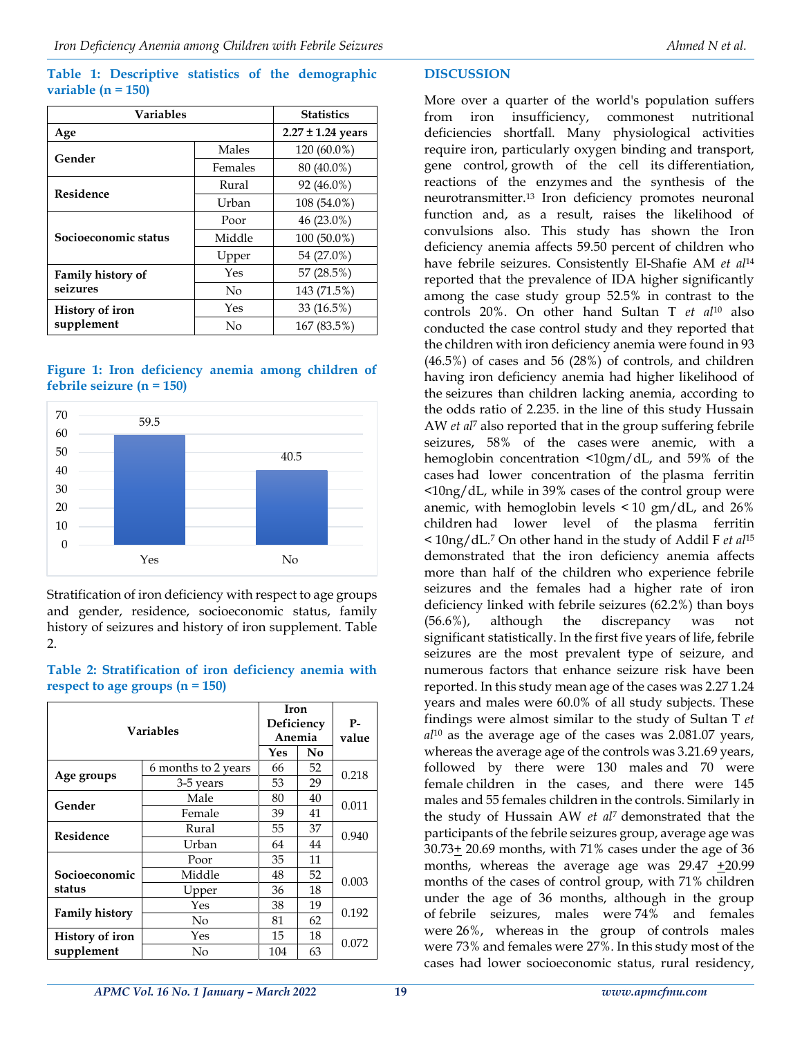**Table 1: Descriptive statistics of the demographic variable (n = 150)**

| Variables | | Statistics |
|---|---|---|
| **Age** | | **2.27 ± 1.24 years** |
| **Gender** | Males | 120 (60.0%) |
| | Females | 80 (40.0%) |
| **Residence** | Rural | 92 (46.0%) |
| | Urban | 108 (54.0%) |
| **Socioeconomic status** | Poor | 46 (23.0%) |
| | Middle | 100 (50.0%) |
| | Upper | 54 (27.0%) |
| **Family history of seizures** | Yes | 57 (28.5%) |
| | No | 143 (71.5%) |
| **History of iron supplement** | Yes | 33 (16.5%) |
| | No | 167 (83.5%) |

**Figure 1: Iron deficiency anemia among children of febrile seizure (n = 150)**

| | Yes | No |
|---|---|---|
| % | 59.5 | 40.5 |

Stratification of iron deficiency with respect to age groups and gender, residence, socioeconomic status, family history of seizures and history of iron supplement. Table 2.

**Table 2: Stratification of iron deficiency anemia with respect to age groups (n = 150)**

| Variables | | Iron Deficiency Anemia | | P-value |
|---|---|---|---|---|
| | | Yes | No | |
| **Age groups** | 6 months to 2 years | 66 | 52 | 0.218 |
| | 3-5 years | 53 | 29 | |
| **Gender** | Male | 80 | 40 | 0.011 |
| | Female | 39 | 41 | |
| **Residence** | Rural | 55 | 37 | 0.940 |
| | Urban | 64 | 44 | |
| **Socioeconomic status** | Poor | 35 | 11 | 0.003 |
| | Middle | 48 | 52 | |
| | Upper | 36 | 18 | |
| **Family history** | Yes | 38 | 19 | 0.192 |
| | No | 81 | 62 | |
| **History of iron supplement** | Yes | 15 | 18 | 0.072 |
| | No | 104 | 63 | |

## DISCUSSION

More over a quarter of the world's population suffers from iron insufficiency, commonest nutritional deficiencies shortfall. Many physiological activities require iron, particularly oxygen binding and transport, gene control, growth of the cell its differentiation, reactions of the enzymes and the synthesis of the neurotransmitter.[13] Iron deficiency promotes neuronal function and, as a result, raises the likelihood of convulsions also. This study has shown the Iron deficiency anemia affects 59.50 percent of children who have febrile seizures. Consistently El-Shafie AM *et al*[14] reported that the prevalence of IDA higher significantly among the case study group 52.5% in contrast to the controls 20%. On other hand Sultan T *et al*[10] also conducted the case control study and they reported that the children with iron deficiency anemia were found in 93 (46.5%) of cases and 56 (28%) of controls, and children having iron deficiency anemia had higher likelihood of the seizures than children lacking anemia, according to the odds ratio of 2.235. in the line of this study Hussain AW *et al*[7] also reported that in the group suffering febrile seizures, 58% of the cases were anemic, with a hemoglobin concentration <10gm/dL, and 59% of the cases had lower concentration of the plasma ferritin <10ng/dL, while in 39% cases of the control group were anemic, with hemoglobin levels < 10 gm/dL, and 26% children had lower level of the plasma ferritin < 10ng/dL.[7] On other hand in the study of Addil F *et al*[15] demonstrated that the iron deficiency anemia affects more than half of the children who experience febrile seizures and the females had a higher rate of iron deficiency linked with febrile seizures (62.2%) than boys (56.6%), although the discrepancy was not significant statistically. In the first five years of life, febrile seizures are the most prevalent type of seizure, and numerous factors that enhance seizure risk have been reported. In this study mean age of the cases was 2.27 1.24 years and males were 60.0% of all study subjects. These findings were almost similar to the study of Sultan T *et al*[10] as the average age of the cases was 2.081.07 years, whereas the average age of the controls was 3.21.69 years, followed by there were 130 males and 70 were female children in the cases, and there were 145 males and 55 females children in the controls. Similarly in the study of Hussain AW *et al*[7] demonstrated that the participants of the febrile seizures group, average age was 30.73± 20.69 months, with 71% cases under the age of 36 months, whereas the average age was 29.47 ±20.99 months of the cases of control group, with 71% children under the age of 36 months, although in the group of febrile seizures, males were 74% and females were 26%, whereas in the group of controls males were 73% and females were 27%. In this study most of the cases had lower socioeconomic status, rural residency,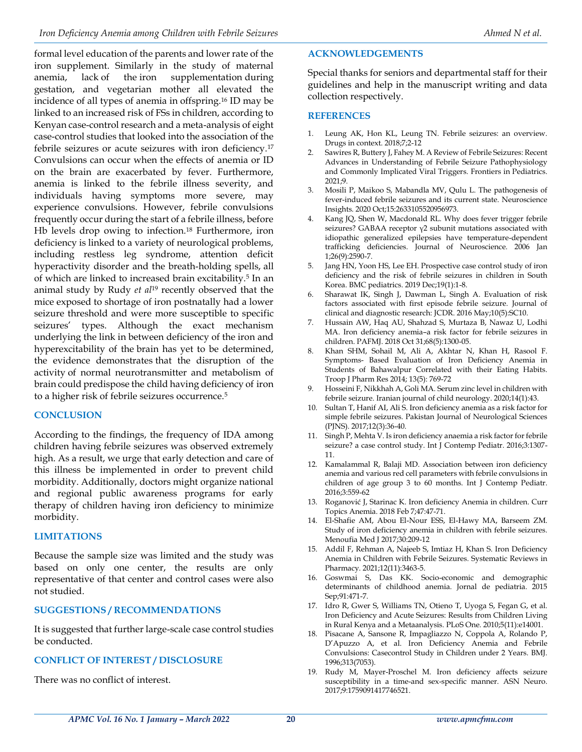formal level education of the parents and lower rate of the iron supplement. Similarly in the study of maternal anemia, lack of the iron supplementation during gestation, and vegetarian mother all elevated the incidence of all types of anemia in offspring.[16] ID may be linked to an increased risk of FSs in children, according to Kenyan case-control research and a meta-analysis of eight case-control studies that looked into the association of the febrile seizures or acute seizures with iron deficiency.[17] Convulsions can occur when the effects of anemia or ID on the brain are exacerbated by fever. Furthermore, anemia is linked to the febrile illness severity, and individuals having symptoms more severe, may experience convulsions. However, febrile convulsions frequently occur during the start of a febrile illness, before Hb levels drop owing to infection.[18] Furthermore, iron deficiency is linked to a variety of neurological problems, including restless leg syndrome, attention deficit hyperactivity disorder and the breath-holding spells, all of which are linked to increased brain excitability.[5] In an animal study by Rudy *et al*[19] recently observed that the mice exposed to shortage of iron postnatally had a lower seizure threshold and were more susceptible to specific seizures' types. Although the exact mechanism underlying the link in between deficiency of the iron and hyperexcitability of the brain has yet to be determined, the evidence demonstrates that the disruption of the activity of normal neurotransmitter and metabolism of brain could predispose the child having deficiency of iron to a higher risk of febrile seizures occurrence.[5]

## CONCLUSION

According to the findings, the frequency of IDA among children having febrile seizures was observed extremely high. As a result, we urge that early detection and care of this illness be implemented in order to prevent child morbidity. Additionally, doctors might organize national and regional public awareness programs for early therapy of children having iron deficiency to minimize morbidity.

## LIMITATIONS

Because the sample size was limited and the study was based on only one center, the results are only representative of that center and control cases were also not studied.

## SUGGESTIONS / RECOMMENDATIONS

It is suggested that further large-scale case control studies be conducted.

## CONFLICT OF INTEREST / DISCLOSURE

There was no conflict of interest.

## ACKNOWLEDGEMENTS

Special thanks for seniors and departmental staff for their guidelines and help in the manuscript writing and data collection respectively.

## REFERENCES

1. Leung AK, Hon KL, Leung TN. Febrile seizures: an overview. Drugs in context. 2018;7;2-12
2. Sawires R, Buttery J, Fahey M. A Review of Febrile Seizures: Recent Advances in Understanding of Febrile Seizure Pathophysiology and Commonly Implicated Viral Triggers. Frontiers in Pediatrics. 2021;9.
3. Mosili P, Maikoo S, Mabandla MV, Qulu L. The pathogenesis of fever-induced febrile seizures and its current state. Neuroscience Insights. 2020 Oct;15:2633105520956973.
4. Kang JQ, Shen W, Macdonald RL. Why does fever trigger febrile seizures? GABAA receptor γ2 subunit mutations associated with idiopathic generalized epilepsies have temperature-dependent trafficking deficiencies. Journal of Neuroscience. 2006 Jan 1;26(9):2590-7.
5. Jang HN, Yoon HS, Lee EH. Prospective case control study of iron deficiency and the risk of febrile seizures in children in South Korea. BMC pediatrics. 2019 Dec;19(1):1-8.
6. Sharawat IK, Singh J, Dawman L, Singh A. Evaluation of risk factors associated with first episode febrile seizure. Journal of clinical and diagnostic research: JCDR. 2016 May;10(5):SC10.
7. Hussain AW, Haq AU, Shahzad S, Murtaza B, Nawaz U, Lodhi MA. Iron deficiency anemia–a risk factor for febrile seizures in children. PAFMJ. 2018 Oct 31;68(5):1300-05.
8. Khan SHM, Sohail M, Ali A, Akhtar N, Khan H, Rasool F. Symptoms- Based Evaluation of Iron Deficiency Anemia in Students of Bahawalpur Correlated with their Eating Habits. Troop J Pharm Res 2014; 13(5): 769-72
9. Hosseini F, Nikkhah A, Goli MA. Serum zinc level in children with febrile seizure. Iranian journal of child neurology. 2020;14(1):43.
10. Sultan T, Hanif AI, Ali S. Iron deficiency anemia as a risk factor for simple febrile seizures. Pakistan Journal of Neurological Sciences (PJNS). 2017;12(3):36-40.
11. Singh P, Mehta V. Is iron deficiency anaemia a risk factor for febrile seizure? a case control study. Int J Contemp Pediatr. 2016;3:1307-11.
12. Kamalammal R, Balaji MD. Association between iron deficiency anemia and various red cell parameters with febrile convulsions in children of age group 3 to 60 months. Int J Contemp Pediatr. 2016;3:559-62
13. Roganović J, Starinac K. Iron deficiency Anemia in children. Curr Topics Anemia. 2018 Feb 7;47:47-71.
14. El-Shafie AM, Abou El-Nour ESS, El-Hawy MA, Barseem ZM. Study of iron deficiency anemia in children with febrile seizures. Menoufia Med J 2017;30:209-12
15. Addil F, Rehman A, Najeeb S, Imtiaz H, Khan S. Iron Deficiency Anemia in Children with Febrile Seizures. Systematic Reviews in Pharmacy. 2021;12(11):3463-5.
16. Goswmai S, Das KK. Socio-economic and demographic determinants of childhood anemia. Jornal de pediatria. 2015 Sep;91:471-7.
17. Idro R, Gwer S, Williams TN, Otieno T, Uyoga S, Fegan G, et al. Iron Deficiency and Acute Seizures: Results from Children Living in Rural Kenya and a Metaanalysis. PLoS One. 2010;5(11):e14001.
18. Pisacane A, Sansone R, Impagliazzo N, Coppola A, Rolando P, D'Apuzzo A, et al. Iron Deficiency Anemia and Febrile Convulsions: Casecontrol Study in Children under 2 Years. BMJ. 1996;313(7053).
19. Rudy M, Mayer-Proschel M. Iron deficiency affects seizure susceptibility in a time-and sex-specific manner. ASN Neuro. 2017;9:1759091417746521.